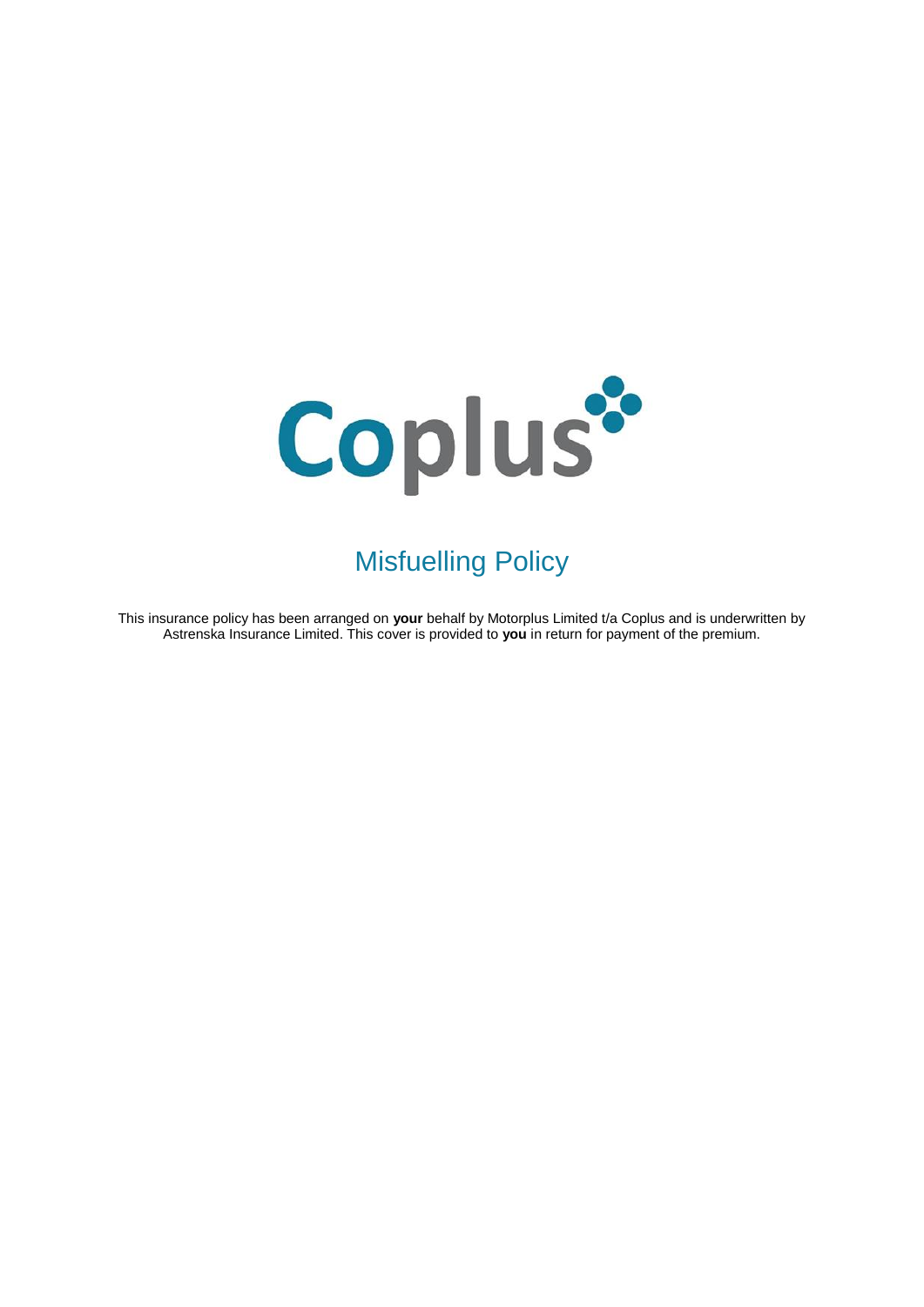# Coplus

## Misfuelling Policy

This insurance policy has been arranged on **your** behalf by Motorplus Limited t/a Coplus and is underwritten by Astrenska Insurance Limited. This cover is provided to **you** in return for payment of the premium.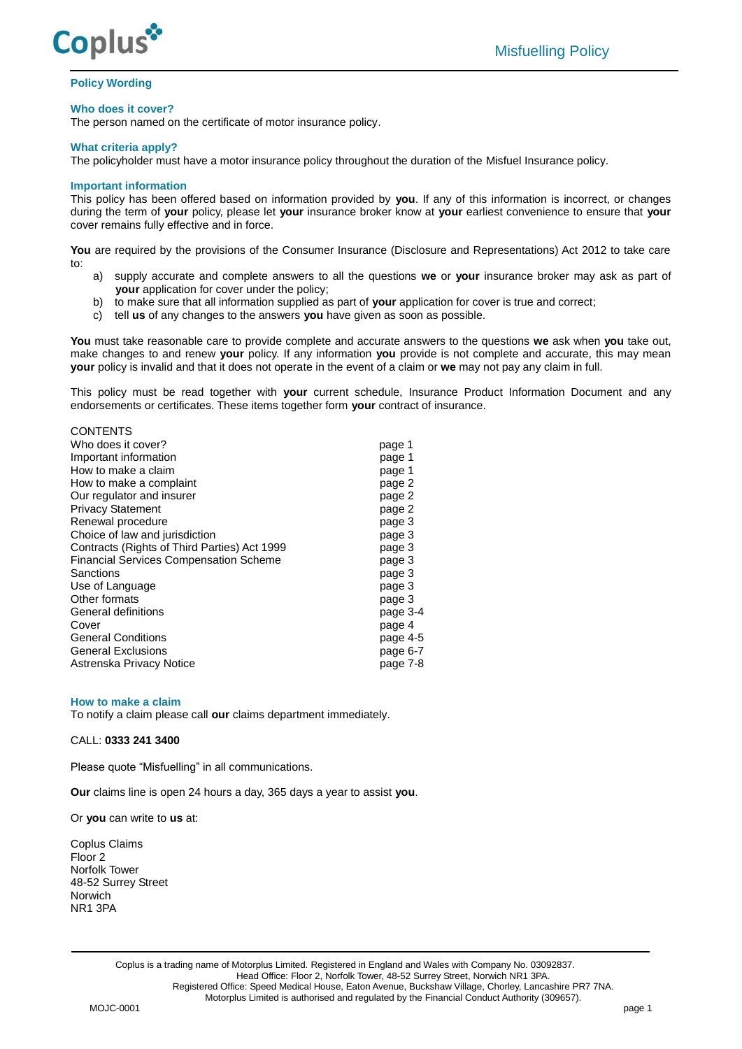## Policy Wording

### Who does it cover?

The person named on the certificate of motor insurance policy.

### What criteria apply?

The policyholder must have a motor insurance policy throughout the duration of the Misfuel Insurance policy.

### Important information

This policy has been offered based on information provided by **you**. If any of this information is incorrect, or changes during the term of **your** policy, please let **your** insurance broker know at **your** earliest convenience to ensure that **your** cover remains fully effective and in force.

**You** are required by the provisions of the Consumer Insurance (Disclosure and Representations) Act 2012 to take care to:

a) supply accurate and complete answers to all the questions **we** or **your** insurance broker may ask as part of **your** application for cover under the policy;
b) to make sure that all information supplied as part of **your** application for cover is true and correct;
c) tell **us** of any changes to the answers **you** have given as soon as possible.

**You** must take reasonable care to provide complete and accurate answers to the questions **we** ask when **you** take out, make changes to and renew **your** policy. If any information **you** provide is not complete and accurate, this may mean **your** policy is invalid and that it does not operate in the event of a claim or **we** may not pay any claim in full.

This policy must be read together with **your** current schedule, Insurance Product Information Document and any endorsements or certificates. These items together form **your** contract of insurance.

| CONTENTS | |
|---|---|
| Who does it cover? | page 1 |
| Important information | page 1 |
| How to make a claim | page 1 |
| How to make a complaint | page 2 |
| Our regulator and insurer | page 2 |
| Privacy Statement | page 2 |
| Renewal procedure | page 3 |
| Choice of law and jurisdiction | page 3 |
| Contracts (Rights of Third Parties) Act 1999 | page 3 |
| Financial Services Compensation Scheme | page 3 |
| Sanctions | page 3 |
| Use of Language | page 3 |
| Other formats | page 3 |
| General definitions | page 3-4 |
| Cover | page 4 |
| General Conditions | page 4-5 |
| General Exclusions | page 6-7 |
| Astrenska Privacy Notice | page 7-8 |

### How to make a claim

To notify a claim please call **our** claims department immediately.

CALL: **0333 241 3400**

Please quote “Misfuelling” in all communications.

**Our** claims line is open 24 hours a day, 365 days a year to assist **you**.

Or **you** can write to **us** at:

Coplus Claims
Floor 2
Norfolk Tower
48-52 Surrey Street
Norwich
NR1 3PA

Coplus is a trading name of Motorplus Limited. Registered in England and Wales with Company No. 03092837.
Head Office: Floor 2, Norfolk Tower, 48-52 Surrey Street, Norwich NR1 3PA.
Registered Office: Speed Medical House, Eaton Avenue, Buckshaw Village, Chorley, Lancashire PR7 7NA.
Motorplus Limited is authorised and regulated by the Financial Conduct Authority (309657).

MOJC-0001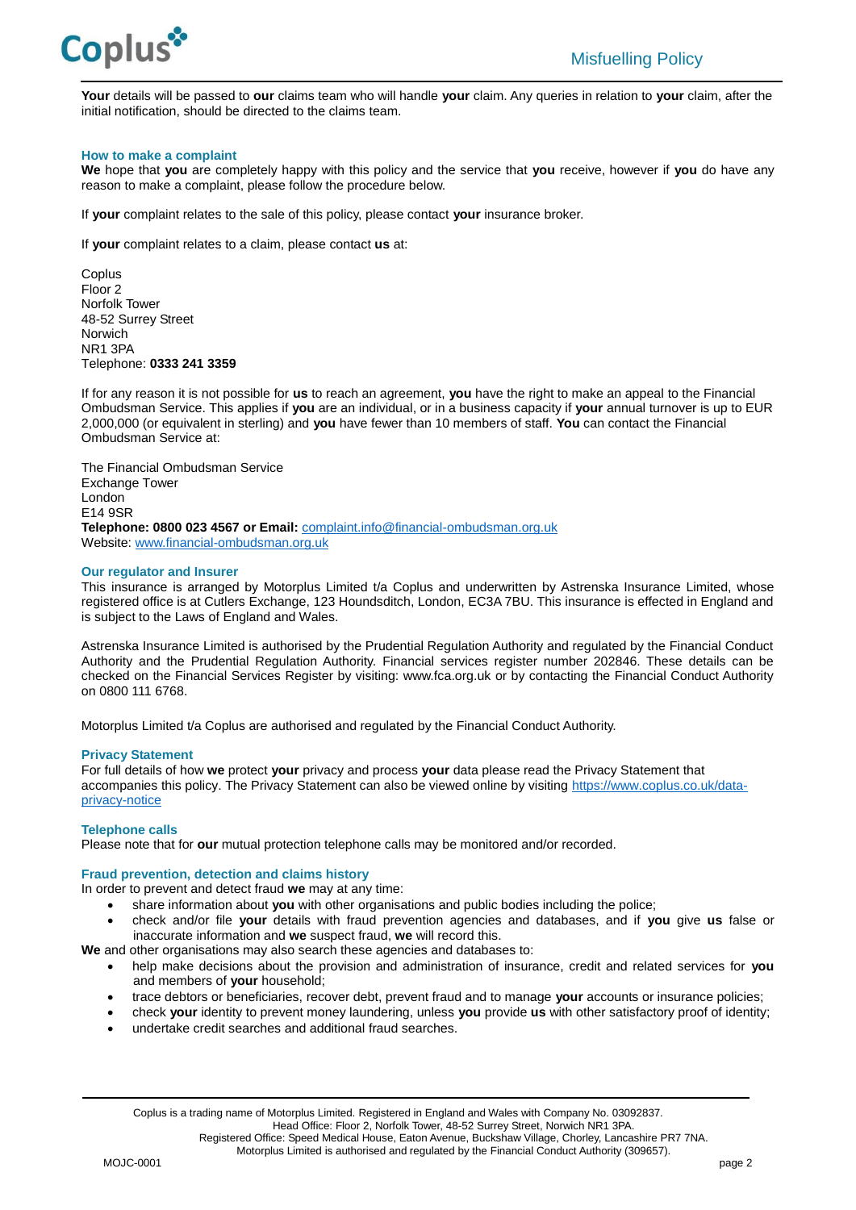**Your** details will be passed to **our** claims team who will handle **your** claim. Any queries in relation to **your** claim, after the initial notification, should be directed to the claims team.

## How to make a complaint

**We** hope that **you** are completely happy with this policy and the service that **you** receive, however if **you** do have any reason to make a complaint, please follow the procedure below.

If **your** complaint relates to the sale of this policy, please contact **your** insurance broker.

If **your** complaint relates to a claim, please contact **us** at:

Coplus
Floor 2
Norfolk Tower
48-52 Surrey Street
Norwich
NR1 3PA
Telephone: **0333 241 3359**

If for any reason it is not possible for **us** to reach an agreement, **you** have the right to make an appeal to the Financial Ombudsman Service. This applies if **you** are an individual, or in a business capacity if **your** annual turnover is up to EUR 2,000,000 (or equivalent in sterling) and **you** have fewer than 10 members of staff. **You** can contact the Financial Ombudsman Service at:

The Financial Ombudsman Service
Exchange Tower
London
E14 9SR
**Telephone: 0800 023 4567 or Email:** complaint.info@financial-ombudsman.org.uk
Website: www.financial-ombudsman.org.uk

## Our regulator and Insurer

This insurance is arranged by Motorplus Limited t/a Coplus and underwritten by Astrenska Insurance Limited, whose registered office is at Cutlers Exchange, 123 Houndsditch, London, EC3A 7BU. This insurance is effected in England and is subject to the Laws of England and Wales.

Astrenska Insurance Limited is authorised by the Prudential Regulation Authority and regulated by the Financial Conduct Authority and the Prudential Regulation Authority. Financial services register number 202846. These details can be checked on the Financial Services Register by visiting: www.fca.org.uk or by contacting the Financial Conduct Authority on 0800 111 6768.

Motorplus Limited t/a Coplus are authorised and regulated by the Financial Conduct Authority.

## Privacy Statement

For full details of how **we** protect **your** privacy and process **your** data please read the Privacy Statement that accompanies this policy. The Privacy Statement can also be viewed online by visiting https://www.coplus.co.uk/data-privacy-notice

## Telephone calls

Please note that for **our** mutual protection telephone calls may be monitored and/or recorded.

## Fraud prevention, detection and claims history

In order to prevent and detect fraud **we** may at any time:

- share information about **you** with other organisations and public bodies including the police;
- check and/or file **your** details with fraud prevention agencies and databases, and if **you** give **us** false or inaccurate information and **we** suspect fraud, **we** will record this.

**We** and other organisations may also search these agencies and databases to:

- help make decisions about the provision and administration of insurance, credit and related services for **you** and members of **your** household;
- trace debtors or beneficiaries, recover debt, prevent fraud and to manage **your** accounts or insurance policies;
- check **your** identity to prevent money laundering, unless **you** provide **us** with other satisfactory proof of identity;
- undertake credit searches and additional fraud searches.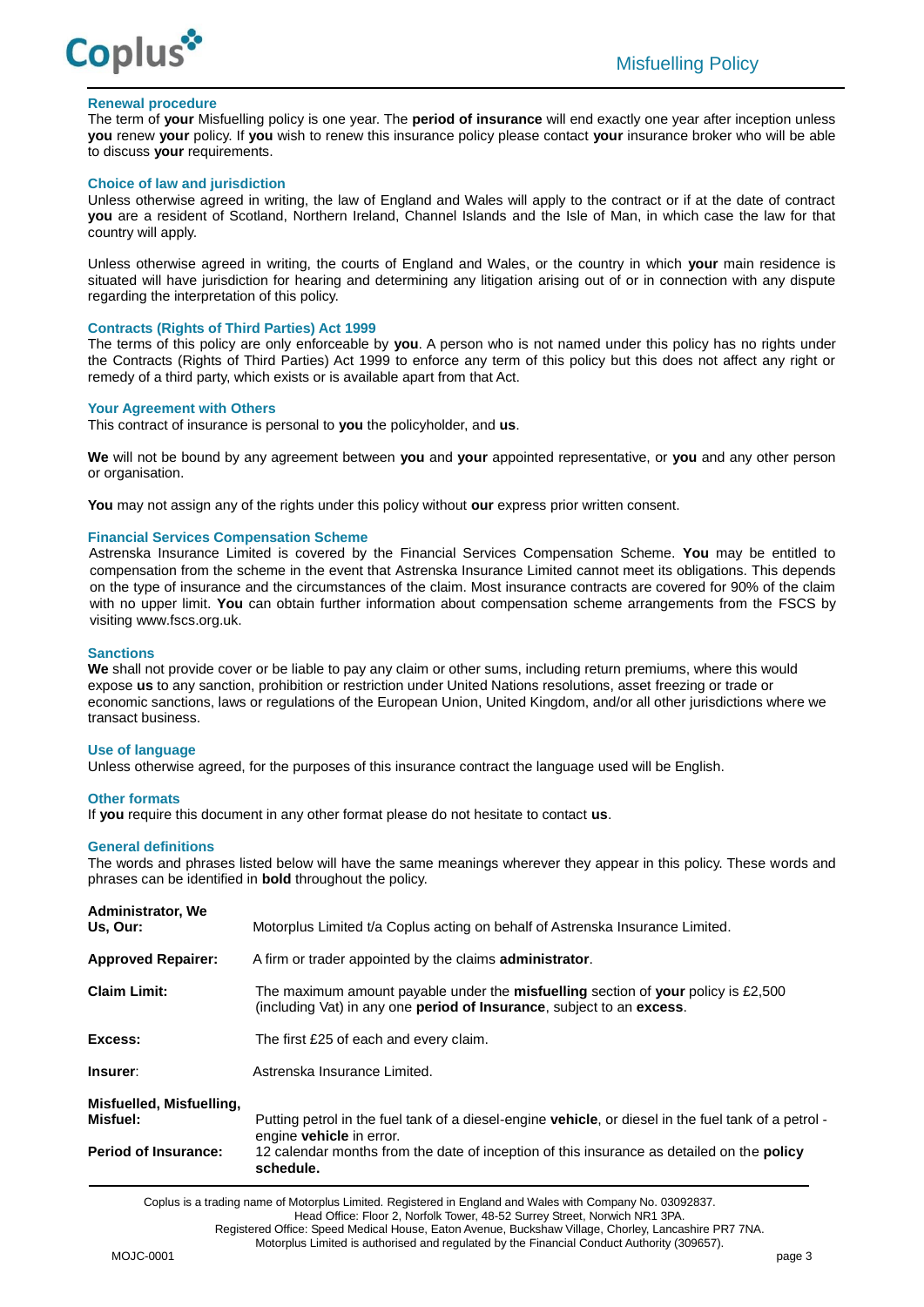## Renewal procedure

The term of **your** Misfuelling policy is one year. The **period of insurance** will end exactly one year after inception unless **you** renew **your** policy. If **you** wish to renew this insurance policy please contact **your** insurance broker who will be able to discuss **your** requirements.

## Choice of law and jurisdiction

Unless otherwise agreed in writing, the law of England and Wales will apply to the contract or if at the date of contract **you** are a resident of Scotland, Northern Ireland, Channel Islands and the Isle of Man, in which case the law for that country will apply.

Unless otherwise agreed in writing, the courts of England and Wales, or the country in which **your** main residence is situated will have jurisdiction for hearing and determining any litigation arising out of or in connection with any dispute regarding the interpretation of this policy.

## Contracts (Rights of Third Parties) Act 1999

The terms of this policy are only enforceable by **you**. A person who is not named under this policy has no rights under the Contracts (Rights of Third Parties) Act 1999 to enforce any term of this policy but this does not affect any right or remedy of a third party, which exists or is available apart from that Act.

## Your Agreement with Others

This contract of insurance is personal to **you** the policyholder, and **us**.

**We** will not be bound by any agreement between **you** and **your** appointed representative, or **you** and any other person or organisation.

**You** may not assign any of the rights under this policy without **our** express prior written consent.

## Financial Services Compensation Scheme

Astrenska Insurance Limited is covered by the Financial Services Compensation Scheme. **You** may be entitled to compensation from the scheme in the event that Astrenska Insurance Limited cannot meet its obligations. This depends on the type of insurance and the circumstances of the claim. Most insurance contracts are covered for 90% of the claim with no upper limit. **You** can obtain further information about compensation scheme arrangements from the FSCS by visiting www.fscs.org.uk.

## Sanctions

**We** shall not provide cover or be liable to pay any claim or other sums, including return premiums, where this would expose **us** to any sanction, prohibition or restriction under United Nations resolutions, asset freezing or trade or economic sanctions, laws or regulations of the European Union, United Kingdom, and/or all other jurisdictions where we transact business.

## Use of language

Unless otherwise agreed, for the purposes of this insurance contract the language used will be English.

## Other formats

If **you** require this document in any other format please do not hesitate to contact **us**.

## General definitions

The words and phrases listed below will have the same meanings wherever they appear in this policy. These words and phrases can be identified in **bold** throughout the policy.

| Term | Definition |
|---|---|
| **Administrator, We Us, Our:** | Motorplus Limited t/a Coplus acting on behalf of Astrenska Insurance Limited. |
| **Approved Repairer:** | A firm or trader appointed by the claims **administrator**. |
| **Claim Limit:** | The maximum amount payable under the **misfuelling** section of **your** policy is £2,500 (including Vat) in any one **period of Insurance**, subject to an **excess**. |
| **Excess:** | The first £25 of each and every claim. |
| **Insurer**: | Astrenska Insurance Limited. |
| **Misfuelled, Misfuelling, Misfuel:** | Putting petrol in the fuel tank of a diesel-engine **vehicle**, or diesel in the fuel tank of a petrol - engine **vehicle** in error. |
| **Period of Insurance:** | 12 calendar months from the date of inception of this insurance as detailed on the **policy schedule.** |

Coplus is a trading name of Motorplus Limited. Registered in England and Wales with Company No. 03092837.
Head Office: Floor 2, Norfolk Tower, 48-52 Surrey Street, Norwich NR1 3PA.
Registered Office: Speed Medical House, Eaton Avenue, Buckshaw Village, Chorley, Lancashire PR7 7NA.
Motorplus Limited is authorised and regulated by the Financial Conduct Authority (309657).

MOJC-0001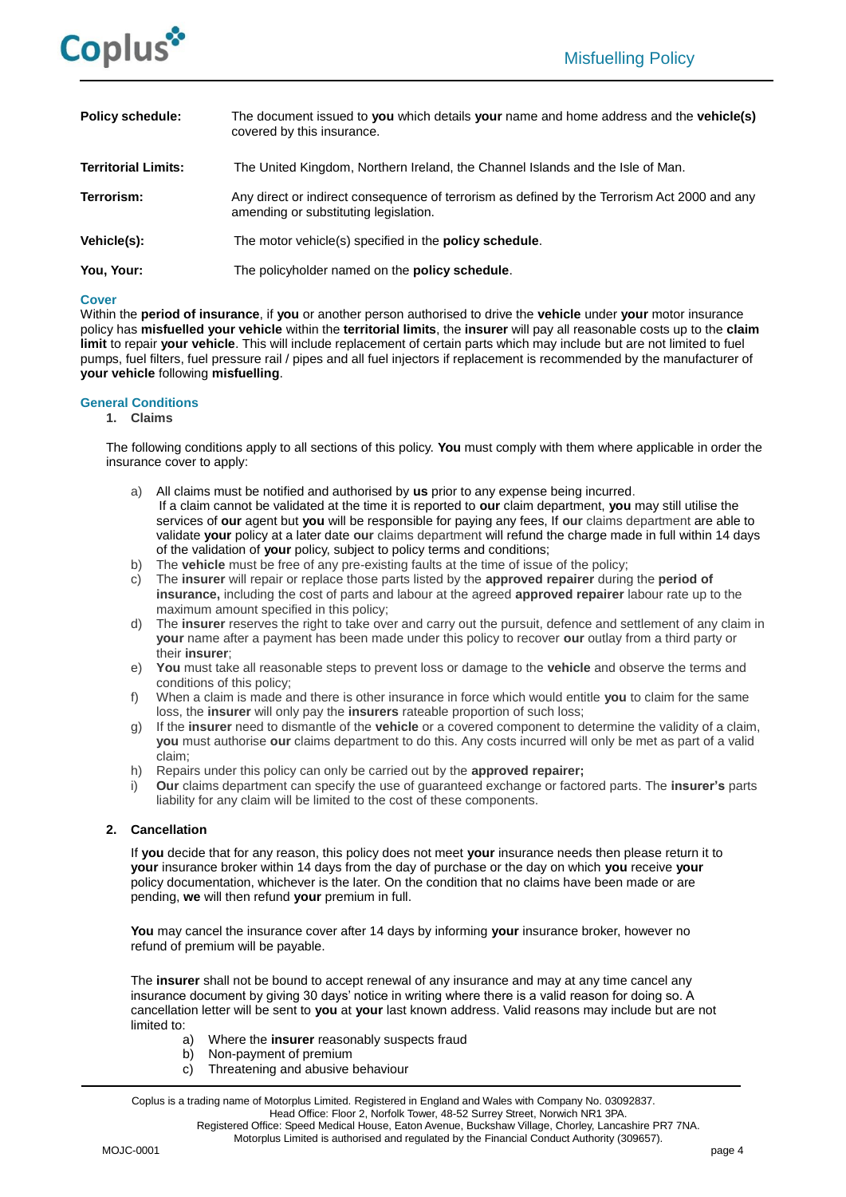| | |
|---|---|
| **Policy schedule:** | The document issued to **you** which details **your** name and home address and the **vehicle(s)** covered by this insurance. |
| **Territorial Limits:** | The United Kingdom, Northern Ireland, the Channel Islands and the Isle of Man. |
| **Terrorism:** | Any direct or indirect consequence of terrorism as defined by the Terrorism Act 2000 and any amending or substituting legislation. |
| **Vehicle(s):** | The motor vehicle(s) specified in the **policy schedule**. |
| **You, Your:** | The policyholder named on the **policy schedule**. |

## Cover

Within the **period of insurance**, if **you** or another person authorised to drive the **vehicle** under **your** motor insurance policy has **misfuelled your vehicle** within the **territorial limits**, the **insurer** will pay all reasonable costs up to the **claim limit** to repair **your vehicle**. This will include replacement of certain parts which may include but are not limited to fuel pumps, fuel filters, fuel pressure rail / pipes and all fuel injectors if replacement is recommended by the manufacturer of **your vehicle** following **misfuelling**.

## General Conditions

1. **Claims**

The following conditions apply to all sections of this policy. **You** must comply with them where applicable in order the insurance cover to apply:

a) All claims must be notified and authorised by **us** prior to any expense being incurred.
If a claim cannot be validated at the time it is reported to **our** claim department, **you** may still utilise the services of **our** agent but **you** will be responsible for paying any fees, If **our** claims department are able to validate **your** policy at a later date **our** claims department will refund the charge made in full within 14 days of the validation of **your** policy, subject to policy terms and conditions;
b) The **vehicle** must be free of any pre-existing faults at the time of issue of the policy;
c) The **insurer** will repair or replace those parts listed by the **approved repairer** during the **period of insurance,** including the cost of parts and labour at the agreed **approved repairer** labour rate up to the maximum amount specified in this policy;
d) The **insurer** reserves the right to take over and carry out the pursuit, defence and settlement of any claim in **your** name after a payment has been made under this policy to recover **our** outlay from a third party or their **insurer**;
e) **You** must take all reasonable steps to prevent loss or damage to the **vehicle** and observe the terms and conditions of this policy;
f) When a claim is made and there is other insurance in force which would entitle **you** to claim for the same loss, the **insurer** will only pay the **insurers** rateable proportion of such loss;
g) If the **insurer** need to dismantle of the **vehicle** or a covered component to determine the validity of a claim, **you** must authorise **our** claims department to do this. Any costs incurred will only be met as part of a valid claim;
h) Repairs under this policy can only be carried out by the **approved repairer;**
i) **Our** claims department can specify the use of guaranteed exchange or factored parts. The **insurer's** parts liability for any claim will be limited to the cost of these components.

2. **Cancellation**

If **you** decide that for any reason, this policy does not meet **your** insurance needs then please return it to **your** insurance broker within 14 days from the day of purchase or the day on which **you** receive **your** policy documentation, whichever is the later. On the condition that no claims have been made or are pending, **we** will then refund **your** premium in full.

**You** may cancel the insurance cover after 14 days by informing **your** insurance broker, however no refund of premium will be payable.

The **insurer** shall not be bound to accept renewal of any insurance and may at any time cancel any insurance document by giving 30 days' notice in writing where there is a valid reason for doing so. A cancellation letter will be sent to **you** at **your** last known address. Valid reasons may include but are not limited to:

a) Where the **insurer** reasonably suspects fraud
b) Non-payment of premium
c) Threatening and abusive behaviour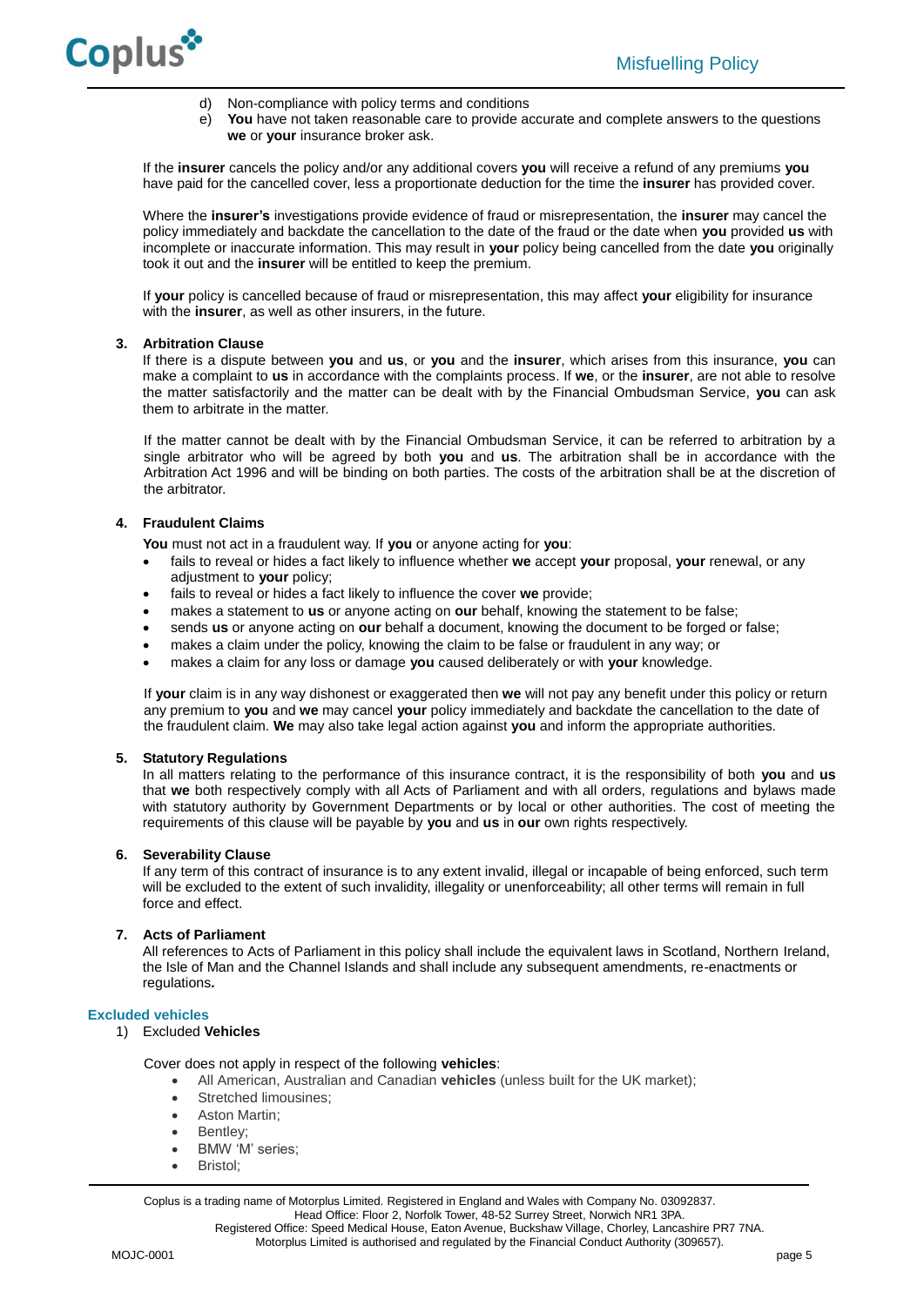d) Non-compliance with policy terms and conditions
e) **You** have not taken reasonable care to provide accurate and complete answers to the questions **we** or **your** insurance broker ask.

If the **insurer** cancels the policy and/or any additional covers **you** will receive a refund of any premiums **you** have paid for the cancelled cover, less a proportionate deduction for the time the **insurer** has provided cover.

Where the **insurer's** investigations provide evidence of fraud or misrepresentation, the **insurer** may cancel the policy immediately and backdate the cancellation to the date of the fraud or the date when **you** provided **us** with incomplete or inaccurate information. This may result in **your** policy being cancelled from the date **you** originally took it out and the **insurer** will be entitled to keep the premium.

If **your** policy is cancelled because of fraud or misrepresentation, this may affect **your** eligibility for insurance with the **insurer**, as well as other insurers, in the future.

**3. Arbitration Clause**

If there is a dispute between **you** and **us**, or **you** and the **insurer**, which arises from this insurance, **you** can make a complaint to **us** in accordance with the complaints process. If **we**, or the **insurer**, are not able to resolve the matter satisfactorily and the matter can be dealt with by the Financial Ombudsman Service, **you** can ask them to arbitrate in the matter.

If the matter cannot be dealt with by the Financial Ombudsman Service, it can be referred to arbitration by a single arbitrator who will be agreed by both **you** and **us**. The arbitration shall be in accordance with the Arbitration Act 1996 and will be binding on both parties. The costs of the arbitration shall be at the discretion of the arbitrator.

**4. Fraudulent Claims**

**You** must not act in a fraudulent way. If **you** or anyone acting for **you**:

- fails to reveal or hides a fact likely to influence whether **we** accept **your** proposal, **your** renewal, or any adjustment to **your** policy;
- fails to reveal or hides a fact likely to influence the cover **we** provide;
- makes a statement to **us** or anyone acting on **our** behalf, knowing the statement to be false;
- sends **us** or anyone acting on **our** behalf a document, knowing the document to be forged or false;
- makes a claim under the policy, knowing the claim to be false or fraudulent in any way; or
- makes a claim for any loss or damage **you** caused deliberately or with **your** knowledge.

If **your** claim is in any way dishonest or exaggerated then **we** will not pay any benefit under this policy or return any premium to **you** and **we** may cancel **your** policy immediately and backdate the cancellation to the date of the fraudulent claim. **We** may also take legal action against **you** and inform the appropriate authorities.

**5. Statutory Regulations**

In all matters relating to the performance of this insurance contract, it is the responsibility of both **you** and **us** that **we** both respectively comply with all Acts of Parliament and with all orders, regulations and bylaws made with statutory authority by Government Departments or by local or other authorities. The cost of meeting the requirements of this clause will be payable by **you** and **us** in **our** own rights respectively.

**6. Severability Clause**

If any term of this contract of insurance is to any extent invalid, illegal or incapable of being enforced, such term will be excluded to the extent of such invalidity, illegality or unenforceability; all other terms will remain in full force and effect.

**7. Acts of Parliament**

All references to Acts of Parliament in this policy shall include the equivalent laws in Scotland, Northern Ireland, the Isle of Man and the Channel Islands and shall include any subsequent amendments, re-enactments or regulations**.**

## Excluded vehicles

1) Excluded **Vehicles**

Cover does not apply in respect of the following **vehicles**:

- All American, Australian and Canadian **vehicles** (unless built for the UK market);
- Stretched limousines;
- Aston Martin;
- Bentley;
- BMW 'M' series;
- Bristol;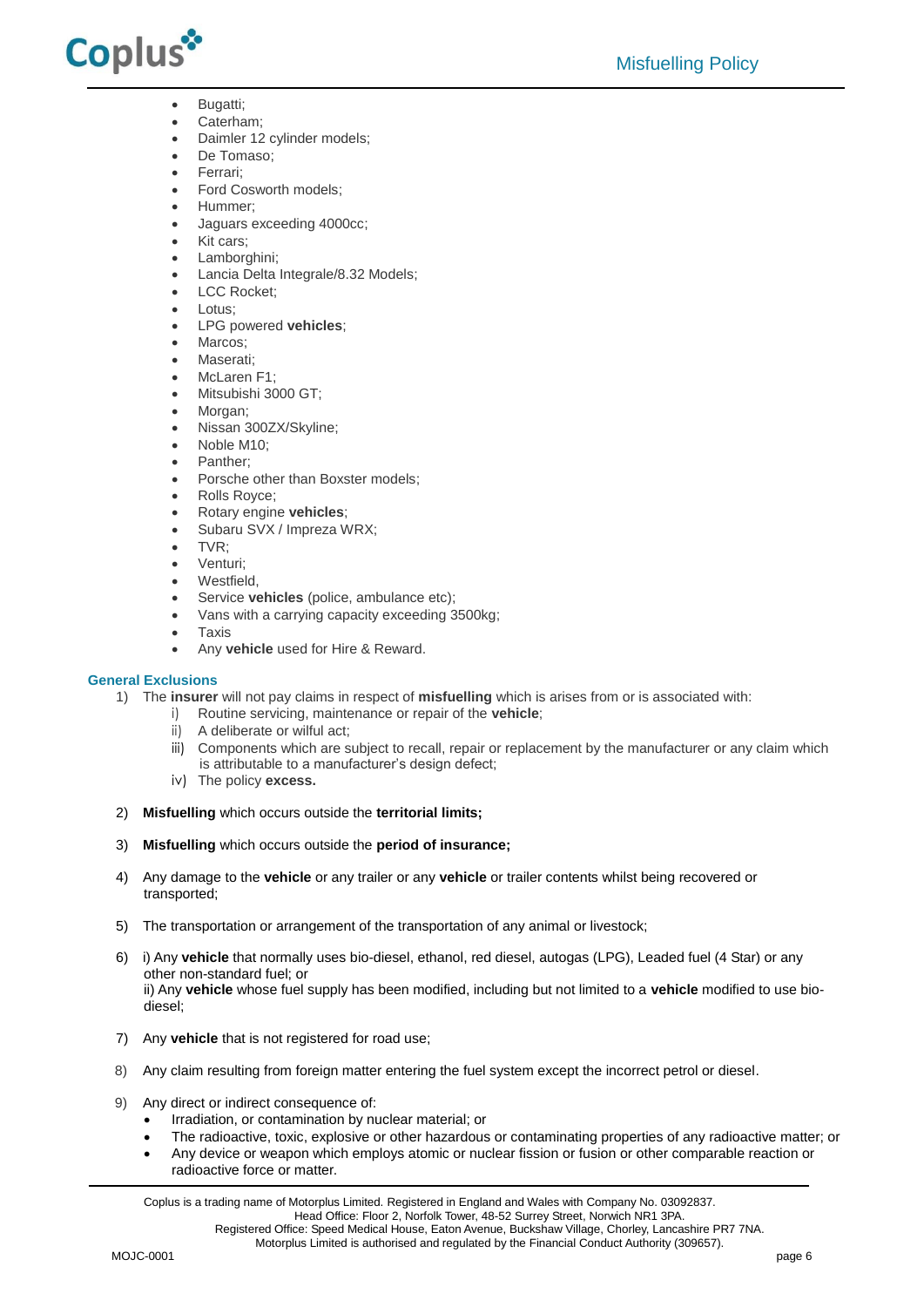- Bugatti;
- Caterham;
- Daimler 12 cylinder models;
- De Tomaso;
- Ferrari;
- Ford Cosworth models;
- Hummer;
- Jaguars exceeding 4000cc;
- Kit cars;
- Lamborghini;
- Lancia Delta Integrale/8.32 Models;
- LCC Rocket;
- Lotus;
- LPG powered **vehicles**;
- Marcos;
- Maserati;
- McLaren F1;
- Mitsubishi 3000 GT;
- Morgan;
- Nissan 300ZX/Skyline;
- Noble M10;
- Panther;
- Porsche other than Boxster models;
- Rolls Royce;
- Rotary engine **vehicles**;
- Subaru SVX / Impreza WRX;
- TVR;
- Venturi;
- Westfield,
- Service **vehicles** (police, ambulance etc);
- Vans with a carrying capacity exceeding 3500kg;
- Taxis
- Any **vehicle** used for Hire & Reward.

### General Exclusions

1) The **insurer** will not pay claims in respect of **misfuelling** which is arises from or is associated with:
   i) Routine servicing, maintenance or repair of the **vehicle**;
   ii) A deliberate or wilful act;
   iii) Components which are subject to recall, repair or replacement by the manufacturer or any claim which is attributable to a manufacturer's design defect;
   iv) The policy **excess.**

2) **Misfuelling** which occurs outside the **territorial limits;**

3) **Misfuelling** which occurs outside the **period of insurance;**

4) Any damage to the **vehicle** or any trailer or any **vehicle** or trailer contents whilst being recovered or transported;

5) The transportation or arrangement of the transportation of any animal or livestock;

6) i) Any **vehicle** that normally uses bio-diesel, ethanol, red diesel, autogas (LPG), Leaded fuel (4 Star) or any other non-standard fuel; or
   ii) Any **vehicle** whose fuel supply has been modified, including but not limited to a **vehicle** modified to use bio-diesel;

7) Any **vehicle** that is not registered for road use;

8) Any claim resulting from foreign matter entering the fuel system except the incorrect petrol or diesel.

9) Any direct or indirect consequence of:
   - Irradiation, or contamination by nuclear material; or
   - The radioactive, toxic, explosive or other hazardous or contaminating properties of any radioactive matter; or
   - Any device or weapon which employs atomic or nuclear fission or fusion or other comparable reaction or radioactive force or matter.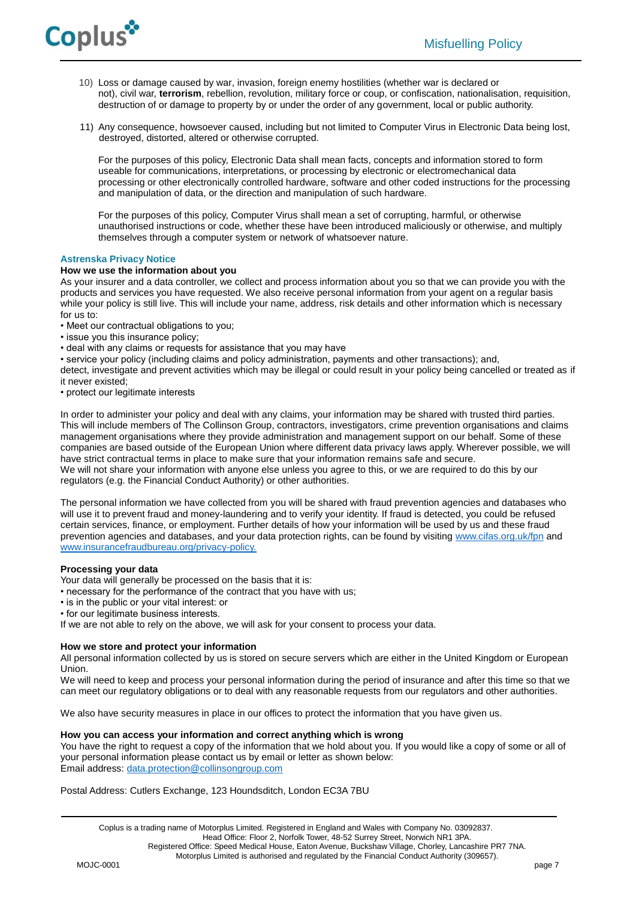10) Loss or damage caused by war, invasion, foreign enemy hostilities (whether war is declared or not), civil war, **terrorism**, rebellion, revolution, military force or coup, or confiscation, nationalisation, requisition, destruction of or damage to property by or under the order of any government, local or public authority.

11) Any consequence, howsoever caused, including but not limited to Computer Virus in Electronic Data being lost, destroyed, distorted, altered or otherwise corrupted.

    For the purposes of this policy, Electronic Data shall mean facts, concepts and information stored to form useable for communications, interpretations, or processing by electronic or electromechanical data processing or other electronically controlled hardware, software and other coded instructions for the processing and manipulation of data, or the direction and manipulation of such hardware.

    For the purposes of this policy, Computer Virus shall mean a set of corrupting, harmful, or otherwise unauthorised instructions or code, whether these have been introduced maliciously or otherwise, and multiply themselves through a computer system or network of whatsoever nature.

## Astrenska Privacy Notice

**How we use the information about you**

As your insurer and a data controller, we collect and process information about you so that we can provide you with the products and services you have requested. We also receive personal information from your agent on a regular basis while your policy is still live. This will include your name, address, risk details and other information which is necessary for us to:

- Meet our contractual obligations to you;
- issue you this insurance policy;
- deal with any claims or requests for assistance that you may have
- service your policy (including claims and policy administration, payments and other transactions); and,

detect, investigate and prevent activities which may be illegal or could result in your policy being cancelled or treated as if it never existed;

- protect our legitimate interests

In order to administer your policy and deal with any claims, your information may be shared with trusted third parties. This will include members of The Collinson Group, contractors, investigators, crime prevention organisations and claims management organisations where they provide administration and management support on our behalf. Some of these companies are based outside of the European Union where different data privacy laws apply. Wherever possible, we will have strict contractual terms in place to make sure that your information remains safe and secure.
We will not share your information with anyone else unless you agree to this, or we are required to do this by our regulators (e.g. the Financial Conduct Authority) or other authorities.

The personal information we have collected from you will be shared with fraud prevention agencies and databases who will use it to prevent fraud and money-laundering and to verify your identity. If fraud is detected, you could be refused certain services, finance, or employment. Further details of how your information will be used by us and these fraud prevention agencies and databases, and your data protection rights, can be found by visiting www.cifas.org.uk/fpn and www.insurancefraudbureau.org/privacy-policy.

**Processing your data**

Your data will generally be processed on the basis that it is:

- necessary for the performance of the contract that you have with us;
- is in the public or your vital interest: or
- for our legitimate business interests.

If we are not able to rely on the above, we will ask for your consent to process your data.

**How we store and protect your information**

All personal information collected by us is stored on secure servers which are either in the United Kingdom or European Union.
We will need to keep and process your personal information during the period of insurance and after this time so that we can meet our regulatory obligations or to deal with any reasonable requests from our regulators and other authorities.

We also have security measures in place in our offices to protect the information that you have given us.

**How you can access your information and correct anything which is wrong**

You have the right to request a copy of the information that we hold about you. If you would like a copy of some or all of your personal information please contact us by email or letter as shown below:
Email address: data.protection@collinsongroup.com

Postal Address: Cutlers Exchange, 123 Houndsditch, London EC3A 7BU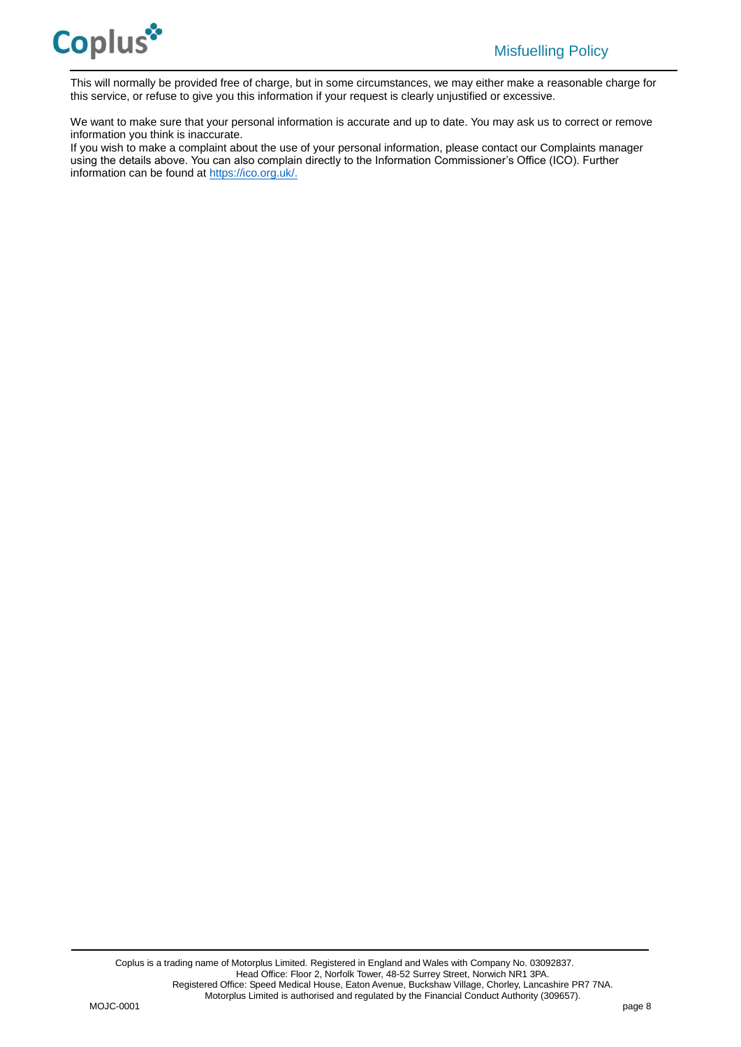This will normally be provided free of charge, but in some circumstances, we may either make a reasonable charge for this service, or refuse to give you this information if your request is clearly unjustified or excessive.

We want to make sure that your personal information is accurate and up to date. You may ask us to correct or remove information you think is inaccurate.
If you wish to make a complaint about the use of your personal information, please contact our Complaints manager using the details above. You can also complain directly to the Information Commissioner's Office (ICO). Further information can be found at https://ico.org.uk/.